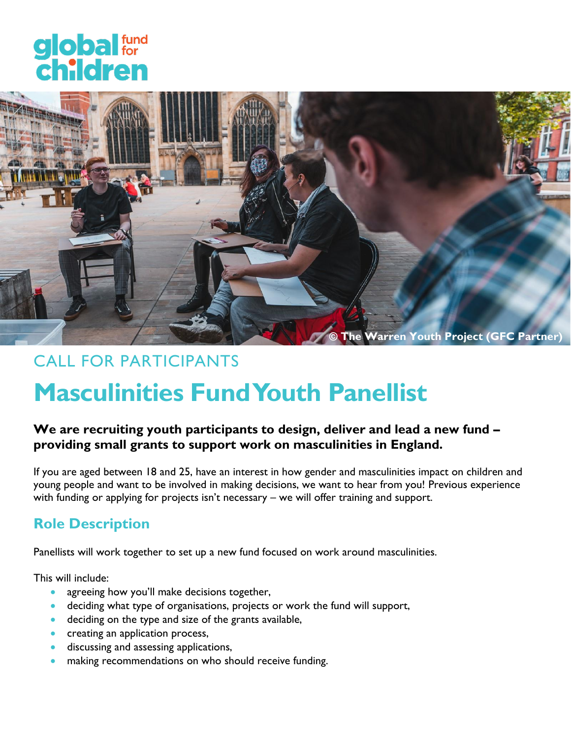global fund for children

© The Warren Youth Project (GFC Partner)

CALL FOR PARTICIPANTS

# Masculinities Fund Youth Panellist

**We are recruiting youth participants to design, deliver and lead a new fund – providing small grants to support work on masculinities in England.**

If you are aged between 18 and 25, have an interest in how gender and masculinities impact on children and young people and want to be involved in making decisions, we want to hear from you! Previous experience with funding or applying for projects isn't necessary – we will offer training and support.

## Role Description

Panellists will work together to set up a new fund focused on work around masculinities.

This will include:

- agreeing how you'll make decisions together,
- deciding what type of organisations, projects or work the fund will support,
- deciding on the type and size of the grants available,
- creating an application process,
- discussing and assessing applications,
- making recommendations on who should receive funding.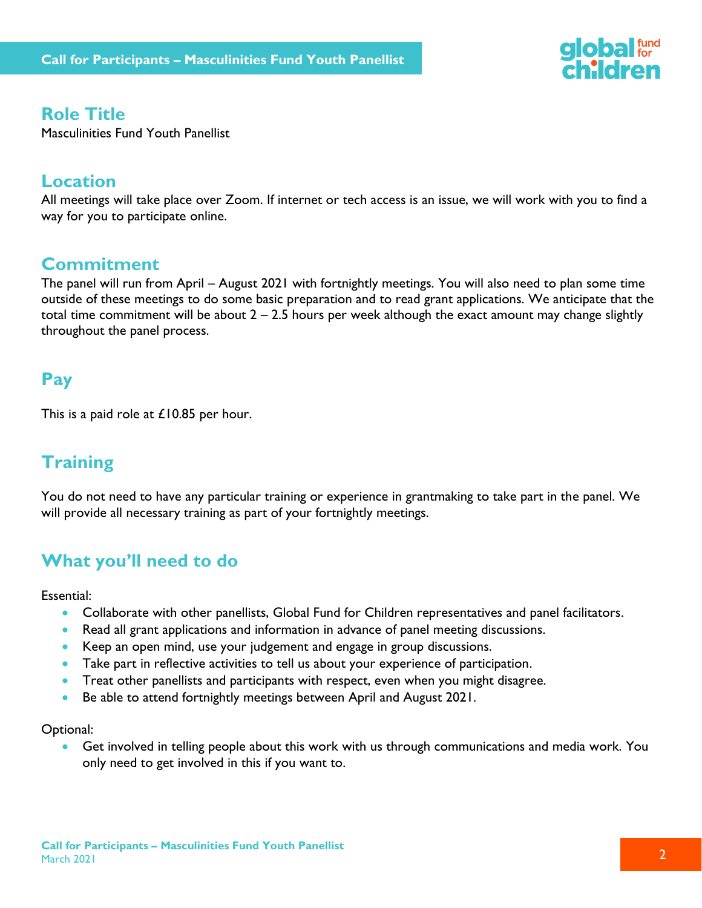## Role Title

Masculinities Fund Youth Panellist

## Location

All meetings will take place over Zoom. If internet or tech access is an issue, we will work with you to find a way for you to participate online.

## Commitment

The panel will run from April – August 2021 with fortnightly meetings. You will also need to plan some time outside of these meetings to do some basic preparation and to read grant applications. We anticipate that the total time commitment will be about 2 – 2.5 hours per week although the exact amount may change slightly throughout the panel process.

## Pay

This is a paid role at £10.85 per hour.

## Training

You do not need to have any particular training or experience in grantmaking to take part in the panel. We will provide all necessary training as part of your fortnightly meetings.

## What you'll need to do

Essential:

- Collaborate with other panellists, Global Fund for Children representatives and panel facilitators.
- Read all grant applications and information in advance of panel meeting discussions.
- Keep an open mind, use your judgement and engage in group discussions.
- Take part in reflective activities to tell us about your experience of participation.
- Treat other panellists and participants with respect, even when you might disagree.
- Be able to attend fortnightly meetings between April and August 2021.

Optional:

- Get involved in telling people about this work with us through communications and media work. You only need to get involved in this if you want to.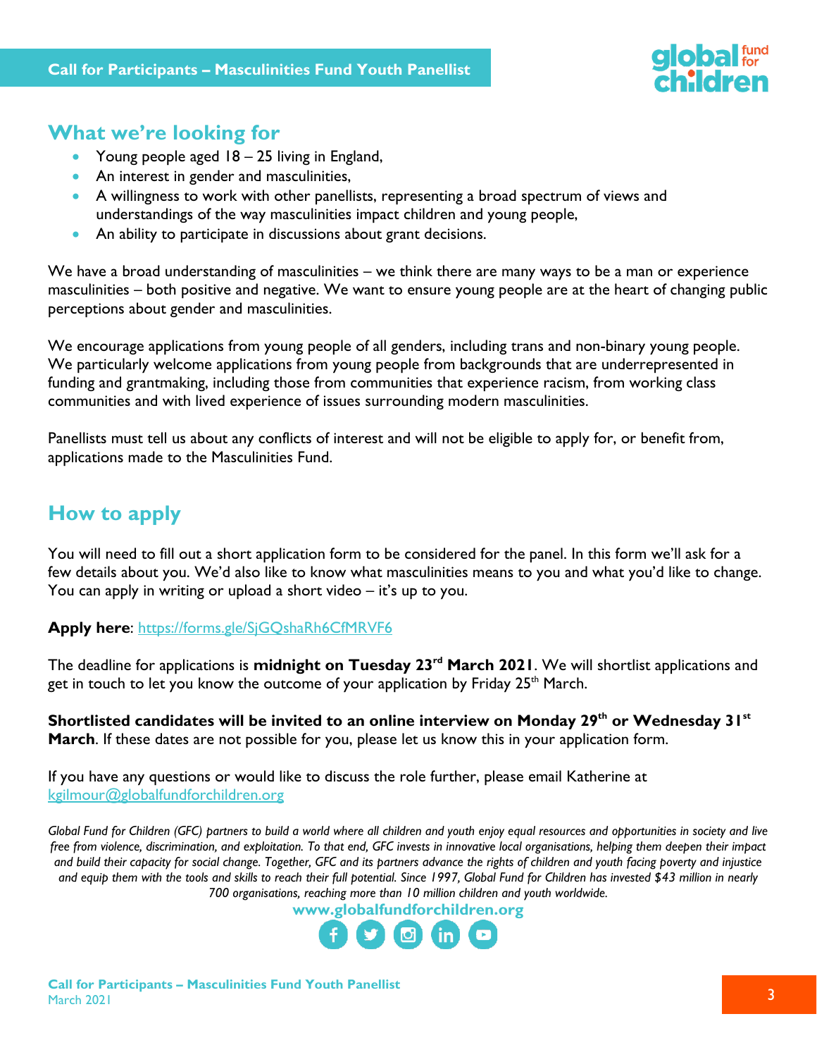## What we're looking for

- Young people aged 18 – 25 living in England,
- An interest in gender and masculinities,
- A willingness to work with other panellists, representing a broad spectrum of views and understandings of the way masculinities impact children and young people,
- An ability to participate in discussions about grant decisions.

We have a broad understanding of masculinities – we think there are many ways to be a man or experience masculinities – both positive and negative. We want to ensure young people are at the heart of changing public perceptions about gender and masculinities.

We encourage applications from young people of all genders, including trans and non-binary young people. We particularly welcome applications from young people from backgrounds that are underrepresented in funding and grantmaking, including those from communities that experience racism, from working class communities and with lived experience of issues surrounding modern masculinities.

Panellists must tell us about any conflicts of interest and will not be eligible to apply for, or benefit from, applications made to the Masculinities Fund.

## How to apply

You will need to fill out a short application form to be considered for the panel. In this form we'll ask for a few details about you. We'd also like to know what masculinities means to you and what you'd like to change. You can apply in writing or upload a short video – it's up to you.

**Apply here**: https://forms.gle/SjGQshaRh6CfMRVF6

The deadline for applications is **midnight on Tuesday 23rd March 2021**. We will shortlist applications and get in touch to let you know the outcome of your application by Friday 25th March.

**Shortlisted candidates will be invited to an online interview on Monday 29th or Wednesday 31st March**. If these dates are not possible for you, please let us know this in your application form.

If you have any questions or would like to discuss the role further, please email Katherine at kgilmour@globalfundforchildren.org

*Global Fund for Children (GFC) partners to build a world where all children and youth enjoy equal resources and opportunities in society and live free from violence, discrimination, and exploitation. To that end, GFC invests in innovative local organisations, helping them deepen their impact and build their capacity for social change. Together, GFC and its partners advance the rights of children and youth facing poverty and injustice and equip them with the tools and skills to reach their full potential. Since 1997, Global Fund for Children has invested $43 million in nearly 700 organisations, reaching more than 10 million children and youth worldwide.*

**www.globalfundforchildren.org**